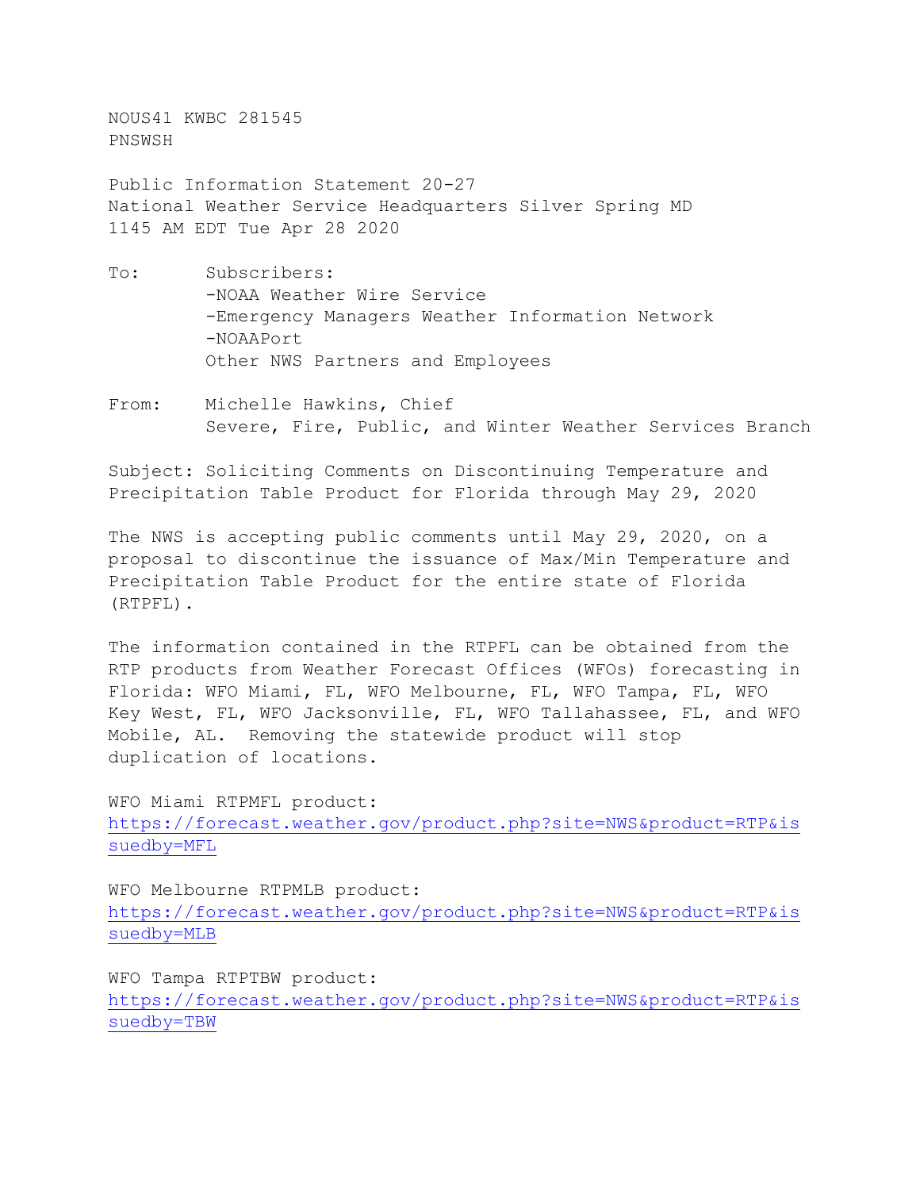NOUS41 KWBC 281545
PNSWSH

Public Information Statement 20-27
National Weather Service Headquarters Silver Spring MD
1145 AM EDT Tue Apr 28 2020

To: Subscribers:
-NOAA Weather Wire Service
-Emergency Managers Weather Information Network
-NOAAPort
Other NWS Partners and Employees

From: Michelle Hawkins, Chief
Severe, Fire, Public, and Winter Weather Services Branch

Subject: Soliciting Comments on Discontinuing Temperature and Precipitation Table Product for Florida through May 29, 2020

The NWS is accepting public comments until May 29, 2020, on a proposal to discontinue the issuance of Max/Min Temperature and Precipitation Table Product for the entire state of Florida (RTPFL).

The information contained in the RTPFL can be obtained from the RTP products from Weather Forecast Offices (WFOs) forecasting in Florida: WFO Miami, FL, WFO Melbourne, FL, WFO Tampa, FL, WFO Key West, FL, WFO Jacksonville, FL, WFO Tallahassee, FL, and WFO Mobile, AL. Removing the statewide product will stop duplication of locations.

WFO Miami RTPMFL product:
https://forecast.weather.gov/product.php?site=NWS&product=RTP&issuedby=MFL

WFO Melbourne RTPMLB product:
https://forecast.weather.gov/product.php?site=NWS&product=RTP&issuedby=MLB

WFO Tampa RTPTBW product:
https://forecast.weather.gov/product.php?site=NWS&product=RTP&issuedby=TBW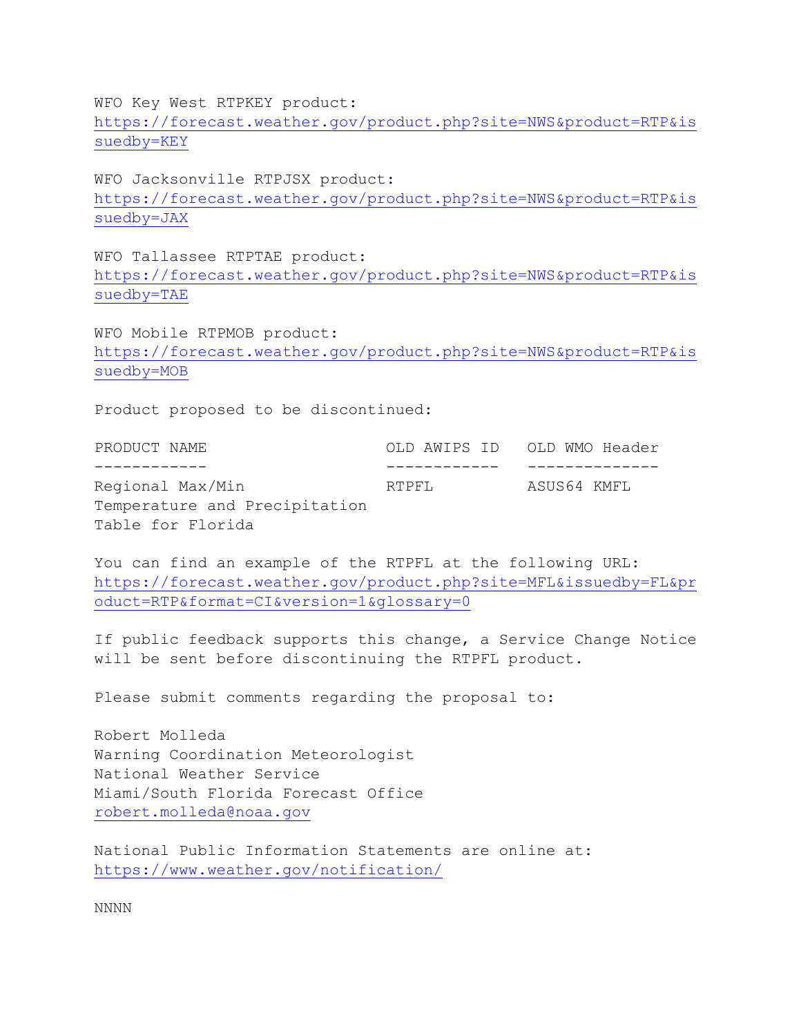WFO Key West RTPKEY product:
https://forecast.weather.gov/product.php?site=NWS&product=RTP&issuedby=KEY

WFO Jacksonville RTPJSX product:
https://forecast.weather.gov/product.php?site=NWS&product=RTP&issuedby=JAX

WFO Tallassee RTPTAE product:
https://forecast.weather.gov/product.php?site=NWS&product=RTP&issuedby=TAE

WFO Mobile RTPMOB product:
https://forecast.weather.gov/product.php?site=NWS&product=RTP&issuedby=MOB

Product proposed to be discontinued:

| PRODUCT NAME | OLD AWIPS ID | OLD WMO Header |
|---|---|---|
| Regional Max/Min Temperature and Precipitation Table for Florida | RTPFL | ASUS64 KMFL |

You can find an example of the RTPFL at the following URL:
https://forecast.weather.gov/product.php?site=MFL&issuedby=FL&product=RTP&format=CI&version=1&glossary=0

If public feedback supports this change, a Service Change Notice will be sent before discontinuing the RTPFL product.

Please submit comments regarding the proposal to:

Robert Molleda
Warning Coordination Meteorologist
National Weather Service
Miami/South Florida Forecast Office
robert.molleda@noaa.gov

National Public Information Statements are online at:
https://www.weather.gov/notification/

NNNN